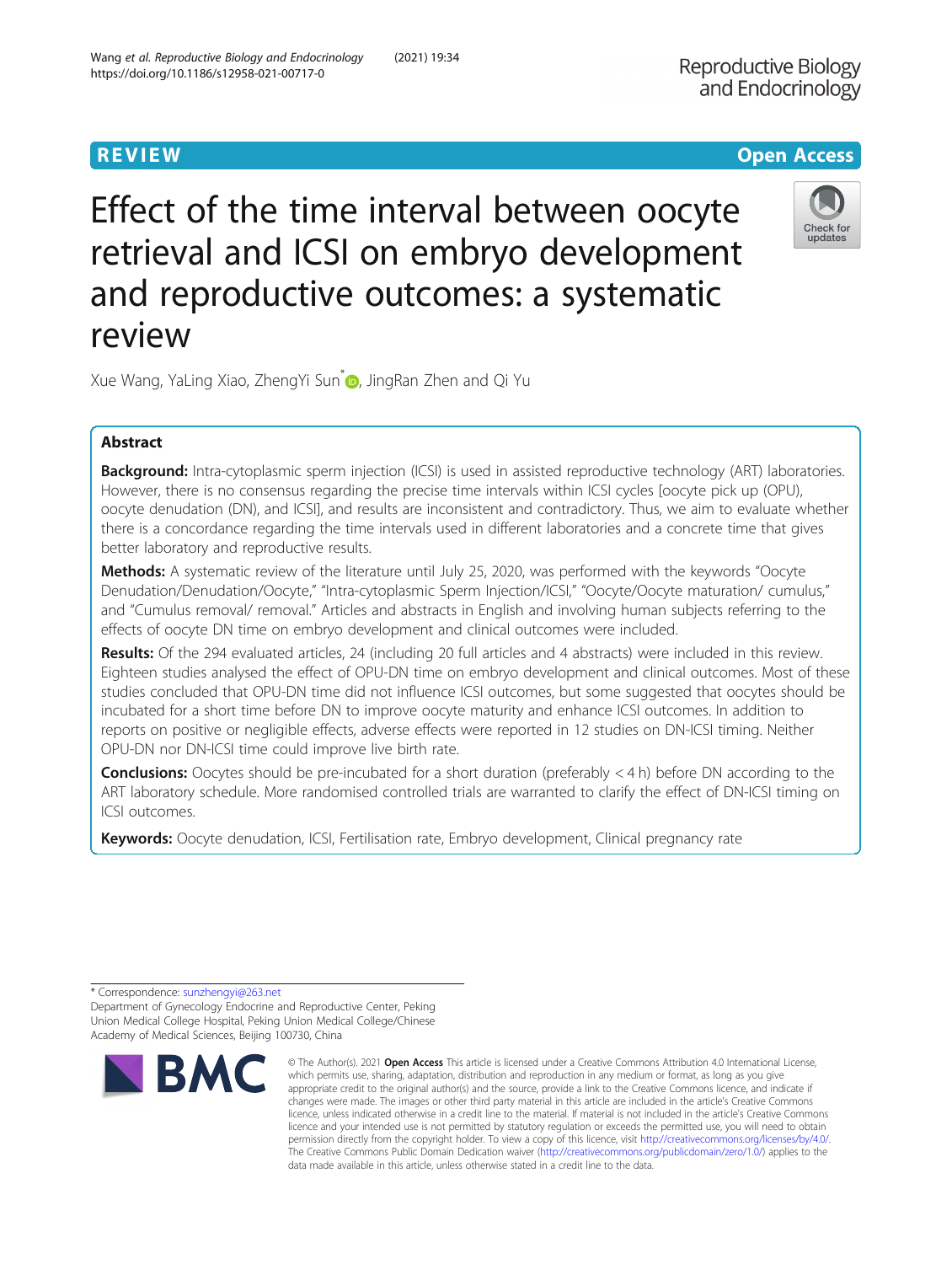REVIEW Open Access

# Effect of the time interval between oocyte retrieval and ICSI on embryo development and reproductive outcomes: a systematic review

Xue Wang, YaLing Xiao, ZhengYi Sun*, JingRan Zhen and Qi Yu

## Abstract

**Background:** Intra-cytoplasmic sperm injection (ICSI) is used in assisted reproductive technology (ART) laboratories. However, there is no consensus regarding the precise time intervals within ICSI cycles [oocyte pick up (OPU), oocyte denudation (DN), and ICSI], and results are inconsistent and contradictory. Thus, we aim to evaluate whether there is a concordance regarding the time intervals used in different laboratories and a concrete time that gives better laboratory and reproductive results.

**Methods:** A systematic review of the literature until July 25, 2020, was performed with the keywords "Oocyte Denudation/Denudation/Oocyte," "Intra-cytoplasmic Sperm Injection/ICSI," "Oocyte/Oocyte maturation/ cumulus," and "Cumulus removal/ removal." Articles and abstracts in English and involving human subjects referring to the effects of oocyte DN time on embryo development and clinical outcomes were included.

**Results:** Of the 294 evaluated articles, 24 (including 20 full articles and 4 abstracts) were included in this review. Eighteen studies analysed the effect of OPU-DN time on embryo development and clinical outcomes. Most of these studies concluded that OPU-DN time did not influence ICSI outcomes, but some suggested that oocytes should be incubated for a short time before DN to improve oocyte maturity and enhance ICSI outcomes. In addition to reports on positive or negligible effects, adverse effects were reported in 12 studies on DN-ICSI timing. Neither OPU-DN nor DN-ICSI time could improve live birth rate.

**Conclusions:** Oocytes should be pre-incubated for a short duration (preferably < 4 h) before DN according to the ART laboratory schedule. More randomised controlled trials are warranted to clarify the effect of DN-ICSI timing on ICSI outcomes.

**Keywords:** Oocyte denudation, ICSI, Fertilisation rate, Embryo development, Clinical pregnancy rate

---

* Correspondence: sunzhengyi@263.net
Department of Gynecology Endocrine and Reproductive Center, Peking Union Medical College Hospital, Peking Union Medical College/Chinese Academy of Medical Sciences, Beijing 100730, China

© The Author(s). 2021 **Open Access** This article is licensed under a Creative Commons Attribution 4.0 International License, which permits use, sharing, adaptation, distribution and reproduction in any medium or format, as long as you give appropriate credit to the original author(s) and the source, provide a link to the Creative Commons licence, and indicate if changes were made. The images or other third party material in this article are included in the article's Creative Commons licence, unless indicated otherwise in a credit line to the material. If material is not included in the article's Creative Commons licence and your intended use is not permitted by statutory regulation or exceeds the permitted use, you will need to obtain permission directly from the copyright holder. To view a copy of this licence, visit http://creativecommons.org/licenses/by/4.0/. The Creative Commons Public Domain Dedication waiver (http://creativecommons.org/publicdomain/zero/1.0/) applies to the data made available in this article, unless otherwise stated in a credit line to the data.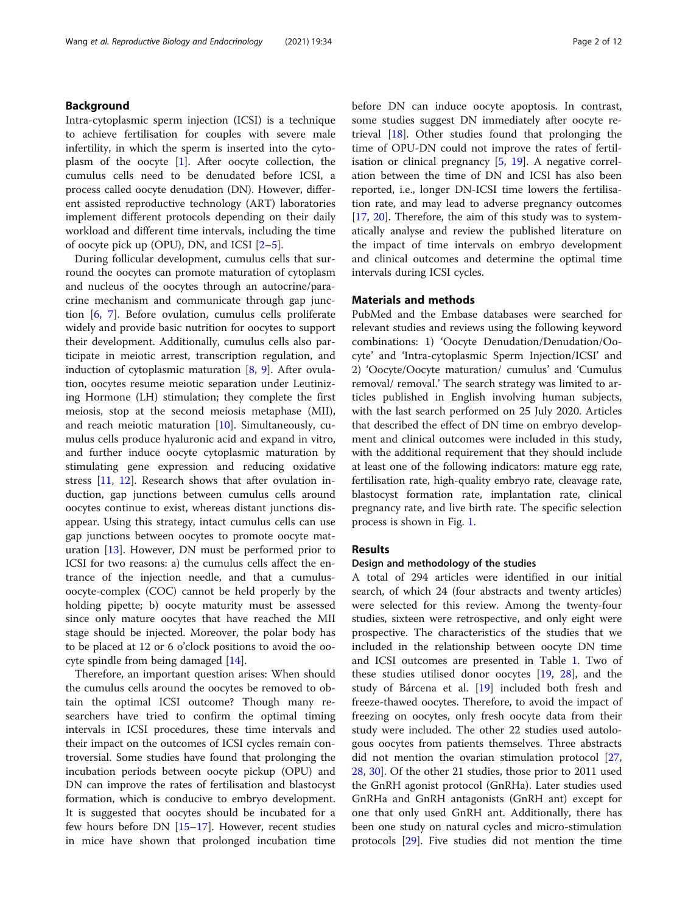## Background

Intra-cytoplasmic sperm injection (ICSI) is a technique to achieve fertilisation for couples with severe male infertility, in which the sperm is inserted into the cytoplasm of the oocyte [1]. After oocyte collection, the cumulus cells need to be denudated before ICSI, a process called oocyte denudation (DN). However, different assisted reproductive technology (ART) laboratories implement different protocols depending on their daily workload and different time intervals, including the time of oocyte pick up (OPU), DN, and ICSI [2–5].

During follicular development, cumulus cells that surround the oocytes can promote maturation of cytoplasm and nucleus of the oocytes through an autocrine/paracrine mechanism and communicate through gap junction [6, 7]. Before ovulation, cumulus cells proliferate widely and provide basic nutrition for oocytes to support their development. Additionally, cumulus cells also participate in meiotic arrest, transcription regulation, and induction of cytoplasmic maturation [8, 9]. After ovulation, oocytes resume meiotic separation under Leutinizing Hormone (LH) stimulation; they complete the first meiosis, stop at the second meiosis metaphase (MII), and reach meiotic maturation [10]. Simultaneously, cumulus cells produce hyaluronic acid and expand in vitro, and further induce oocyte cytoplasmic maturation by stimulating gene expression and reducing oxidative stress [11, 12]. Research shows that after ovulation induction, gap junctions between cumulus cells around oocytes continue to exist, whereas distant junctions disappear. Using this strategy, intact cumulus cells can use gap junctions between oocytes to promote oocyte maturation [13]. However, DN must be performed prior to ICSI for two reasons: a) the cumulus cells affect the entrance of the injection needle, and that a cumulus-oocyte-complex (COC) cannot be held properly by the holding pipette; b) oocyte maturity must be assessed since only mature oocytes that have reached the MII stage should be injected. Moreover, the polar body has to be placed at 12 or 6 o'clock positions to avoid the oocyte spindle from being damaged [14].

Therefore, an important question arises: When should the cumulus cells around the oocytes be removed to obtain the optimal ICSI outcome? Though many researchers have tried to confirm the optimal timing intervals in ICSI procedures, these time intervals and their impact on the outcomes of ICSI cycles remain controversial. Some studies have found that prolonging the incubation periods between oocyte pickup (OPU) and DN can improve the rates of fertilisation and blastocyst formation, which is conducive to embryo development. It is suggested that oocytes should be incubated for a few hours before DN [15–17]. However, recent studies in mice have shown that prolonged incubation time before DN can induce oocyte apoptosis. In contrast, some studies suggest DN immediately after oocyte retrieval [18]. Other studies found that prolonging the time of OPU-DN could not improve the rates of fertilisation or clinical pregnancy [5, 19]. A negative correlation between the time of DN and ICSI has also been reported, i.e., longer DN-ICSI time lowers the fertilisation rate, and may lead to adverse pregnancy outcomes [17, 20]. Therefore, the aim of this study was to systematically analyse and review the published literature on the impact of time intervals on embryo development and clinical outcomes and determine the optimal time intervals during ICSI cycles.

## Materials and methods

PubMed and the Embase databases were searched for relevant studies and reviews using the following keyword combinations: 1) 'Oocyte Denudation/Denudation/Oocyte' and 'Intra-cytoplasmic Sperm Injection/ICSI' and 2) 'Oocyte/Oocyte maturation/ cumulus' and 'Cumulus removal/ removal.' The search strategy was limited to articles published in English involving human subjects, with the last search performed on 25 July 2020. Articles that described the effect of DN time on embryo development and clinical outcomes were included in this study, with the additional requirement that they should include at least one of the following indicators: mature egg rate, fertilisation rate, high-quality embryo rate, cleavage rate, blastocyst formation rate, implantation rate, clinical pregnancy rate, and live birth rate. The specific selection process is shown in Fig. 1.

## Results

### Design and methodology of the studies

A total of 294 articles were identified in our initial search, of which 24 (four abstracts and twenty articles) were selected for this review. Among the twenty-four studies, sixteen were retrospective, and only eight were prospective. The characteristics of the studies that we included in the relationship between oocyte DN time and ICSI outcomes are presented in Table 1. Two of these studies utilised donor oocytes [19, 28], and the study of Bárcena et al. [19] included both fresh and freeze-thawed oocytes. Therefore, to avoid the impact of freezing on oocytes, only fresh oocyte data from their study were included. The other 22 studies used autologous oocytes from patients themselves. Three abstracts did not mention the ovarian stimulation protocol [27, 28, 30]. Of the other 21 studies, those prior to 2011 used the GnRH agonist protocol (GnRHa). Later studies used GnRHa and GnRH antagonists (GnRH ant) except for one that only used GnRH ant. Additionally, there has been one study on natural cycles and micro-stimulation protocols [29]. Five studies did not mention the time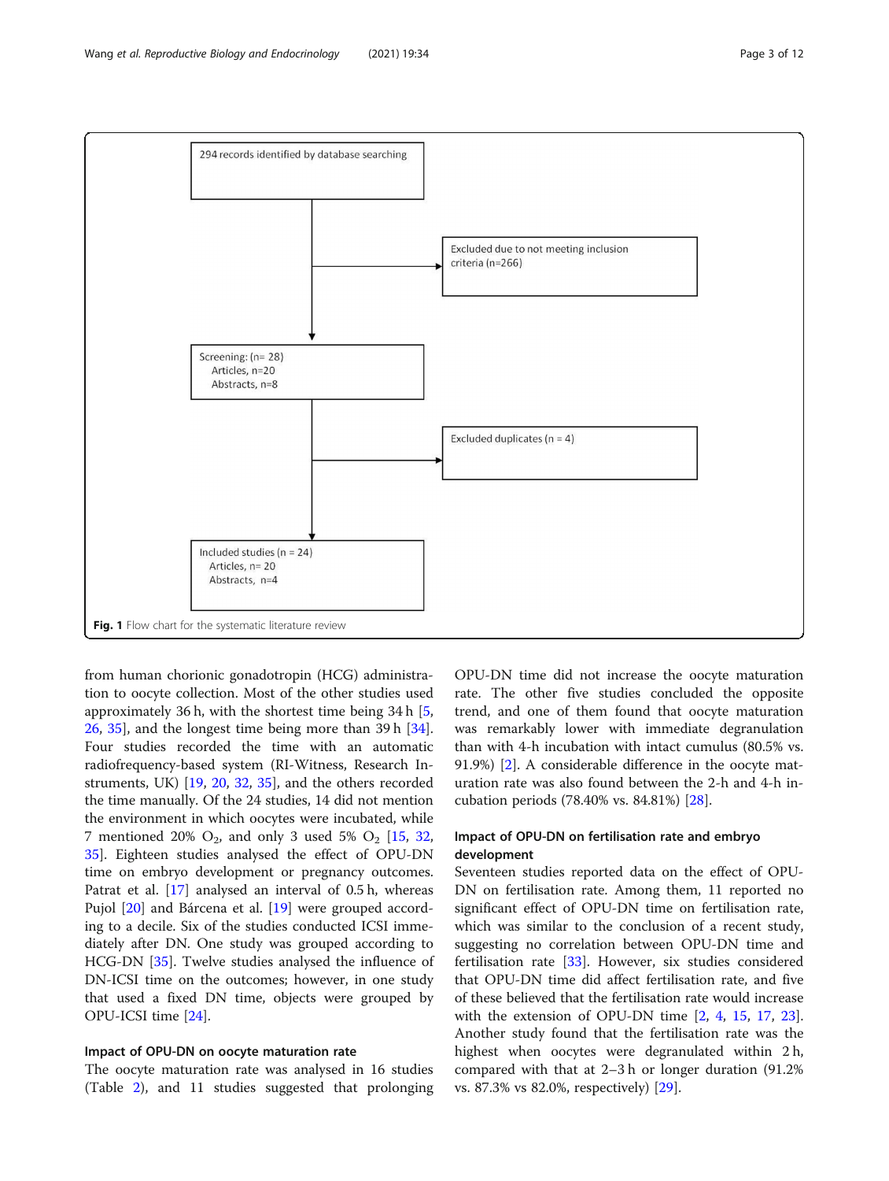294 records identified by database searching

→ Excluded due to not meeting inclusion criteria (n=266)

Screening: (n= 28)
Articles, n=20
Abstracts, n=8

→ Excluded duplicates (n = 4)

Included studies (n = 24)
Articles, n= 20
Abstracts, n=4

**Fig. 1** Flow chart for the systematic literature review

from human chorionic gonadotropin (HCG) administration to oocyte collection. Most of the other studies used approximately 36 h, with the shortest time being 34 h [5, 26, 35], and the longest time being more than 39 h [34]. Four studies recorded the time with an automatic radiofrequency-based system (RI-Witness, Research Instruments, UK) [19, 20, 32, 35], and the others recorded the time manually. Of the 24 studies, 14 did not mention the environment in which oocytes were incubated, while 7 mentioned 20% $O_2$, and only 3 used 5% $O_2$ [15, 32, 35]. Eighteen studies analysed the effect of OPU-DN time on embryo development or pregnancy outcomes. Patrat et al. [17] analysed an interval of 0.5 h, whereas Pujol [20] and Bárcena et al. [19] were grouped according to a decile. Six of the studies conducted ICSI immediately after DN. One study was grouped according to HCG-DN [35]. Twelve studies analysed the influence of DN-ICSI time on the outcomes; however, in one study that used a fixed DN time, objects were grouped by OPU-ICSI time [24].

### Impact of OPU-DN on oocyte maturation rate

The oocyte maturation rate was analysed in 16 studies (Table 2), and 11 studies suggested that prolonging OPU-DN time did not increase the oocyte maturation rate. The other five studies concluded the opposite trend, and one of them found that oocyte maturation was remarkably lower with immediate degranulation than with 4-h incubation with intact cumulus (80.5% vs. 91.9%) [2]. A considerable difference in the oocyte maturation rate was also found between the 2-h and 4-h incubation periods (78.40% vs. 84.81%) [28].

### Impact of OPU-DN on fertilisation rate and embryo development

Seventeen studies reported data on the effect of OPU-DN on fertilisation rate. Among them, 11 reported no significant effect of OPU-DN time on fertilisation rate, which was similar to the conclusion of a recent study, suggesting no correlation between OPU-DN time and fertilisation rate [33]. However, six studies considered that OPU-DN time did affect fertilisation rate, and five of these believed that the fertilisation rate would increase with the extension of OPU-DN time [2, 4, 15, 17, 23]. Another study found that the fertilisation rate was the highest when oocytes were degranulated within 2 h, compared with that at 2–3 h or longer duration (91.2% vs. 87.3% vs 82.0%, respectively) [29].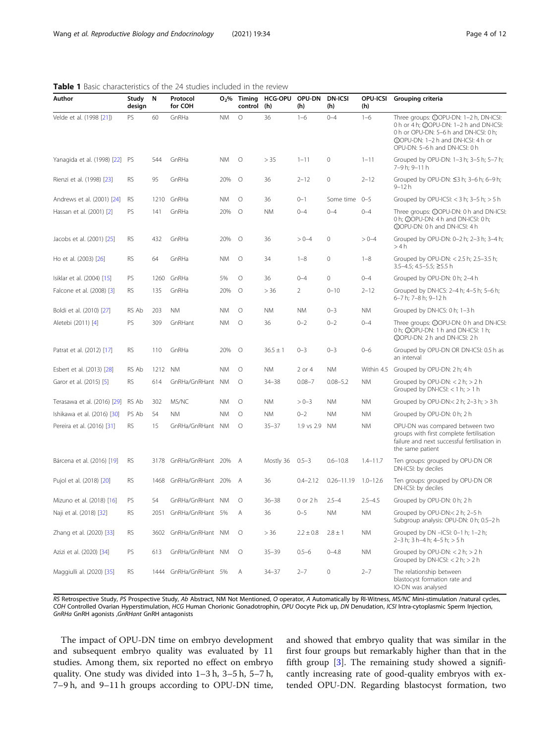**Table 1** Basic characteristics of the 24 studies included in the review

| Author | Study design | N | Protocol for COH | $O_2$% | Timing control | HCG-OPU (h) | OPU-DN (h) | DN-ICSI (h) | OPU-ICSI (h) | Grouping criteria |
|---|---|---|---|---|---|---|---|---|---|---|
| Velde et al. (1998 [21]) | PS | 60 | GnRHa | NM | O | 36 | 1–6 | 0–4 | 1–6 | Three groups: ①OPU-DN: 1–2 h, DN-ICSI: 0 h or 4 h; ②OPU-DN: 1–2 h and DN-ICSI: 0 h or OPU-DN: 5–6 h and DN-ICSI: 0 h; ③OPU-DN: 1–2 h and DN-ICSI: 4 h or OPU-DN: 5–6 h and DN-ICSI: 0 h |
| Yanagida et al. (1998) [22] | PS | 544 | GnRHa | NM | O | > 35 | 1–11 | 0 | 1–11 | Grouped by OPU-DN: 1–3 h; 3–5 h; 5–7 h; 7–9 h; 9–11 h |
| Rienzi et al. (1998) [23] | RS | 95 | GnRHa | 20% | O | 36 | 2–12 | 0 | 2–12 | Grouped by OPU-DN: ≤3 h; 3–6 h; 6–9 h; 9–12 h |
| Andrews et al. (2001) [24] | RS | 1210 | GnRHa | NM | O | 36 | 0–1 | Some time | 0–5 | Grouped by OPU-ICSI: < 3 h; 3–5 h; > 5 h |
| Hassan et al. (2001) [2] | PS | 141 | GnRHa | 20% | O | NM | 0–4 | 0–4 | 0–4 | Three groups: ①OPU-DN: 0 h and DN-ICSI: 0 h; ②OPU-DN: 4 h and DN-ICSI: 0 h; ③OPU-DN: 0 h and DN-ICSI: 4 h |
| Jacobs et al. (2001) [25] | RS | 432 | GnRHa | 20% | O | 36 | > 0–4 | 0 | > 0–4 | Grouped by OPU-DN: 0–2 h; 2–3 h; 3–4 h; > 4 h |
| Ho et al. (2003) [26] | RS | 64 | GnRHa | NM | O | 34 | 1–8 | 0 | 1–8 | Grouped by OPU-DN: < 2.5 h; 2.5–3.5 h; 3.5–4.5; 4.5–5.5; ≥5.5 h |
| Isiklar et al. (2004) [15] | PS | 1260 | GnRHa | 5% | O | 36 | 0–4 | 0 | 0–4 | Grouped by OPU-DN: 0 h; 2–4 h |
| Falcone et al. (2008) [3] | RS | 135 | GnRHa | 20% | O | > 36 | 2 | 0–10 | 2–12 | Grouped by DN-ICS: 2–4 h; 4–5 h; 5–6 h; 6–7 h; 7–8 h; 9–12 h |
| Boldi et al. (2010) [27] | RS Ab | 203 | NM | NM | O | NM | NM | 0–3 | NM | Grouped by DN-ICS: 0 h; 1–3 h |
| Aletebi (2011) [4] | PS | 309 | GnRHant | NM | O | 36 | 0–2 | 0–2 | 0–4 | Three groups: ①OPU-DN: 0 h and DN-ICSI: 0 h; ②OPU-DN: 1 h and DN-ICSI: 1 h; ③OPU-DN: 2 h and DN-ICSI: 2 h |
| Patrat et al. (2012) [17] | RS | 110 | GnRHa | 20% | O | 36.5 ± 1 | 0–3 | 0–3 | 0–6 | Grouped by OPU-DN OR DN-ICSI: 0.5 h as an interval |
| Esbert et al. (2013) [28] | RS Ab | 1212 | NM | NM | O | NM | 2 or 4 | NM | Within 4.5 | Grouped by OPU-DN: 2 h; 4 h |
| Garor et al. (2015) [5] | RS | 614 | GnRHa/GnRHant | NM | O | 34–38 | 0.08–7 | 0.08–5.2 | NM | Grouped by OPU-DN: < 2 h; > 2 h Grouped by DN-ICSI: < 1 h; > 1 h |
| Terasawa et al. (2016) [29] | RS Ab | 302 | MS/NC | NM | O | NM | > 0–3 | NM | NM | Grouped by OPU-DN:< 2 h; 2–3 h; > 3 h |
| Ishikawa et al. (2016) [30] | PS Ab | 54 | NM | NM | O | NM | 0–2 | NM | NM | Grouped by OPU-DN: 0 h; 2 h |
| Pereira et al. (2016) [31] | RS | 15 | GnRHa/GnRHant | NM | O | 35–37 | 1.9 vs 2.9 | NM | NM | OPU-DN was compared between two groups with first complete fertilisation failure and next successful fertilisation in the same patient |
| Bárcena et al. (2016) [19] | RS | 3178 | GnRHa/GnRHant | 20% | A | Mostly 36 | 0.5–3 | 0.6–10.8 | 1.4–11.7 | Ten groups: grouped by OPU-DN OR DN-ICSI: by deciles |
| Pujol et al. (2018) [20] | RS | 1468 | GnRHa/GnRHant | 20% | A | 36 | 0.4–2.12 | 0.26–11.19 | 1.0–12.6 | Ten groups: grouped by OPU-DN OR DN-ICSI: by deciles |
| Mizuno et al. (2018) [16] | PS | 54 | GnRHa/GnRHant | NM | O | 36–38 | 0 or 2 h | 2.5–4 | 2.5–4.5 | Grouped by OPU-DN: 0 h; 2 h |
| Naji et al. (2018) [32] | RS | 2051 | GnRHa/GnRHant | 5% | A | 36 | 0–5 | NM | NM | Grouped by OPU-DN:< 2 h; 2–5 h Subgroup analysis: OPU-DN: 0 h; 0.5–2 h |
| Zhang et al. (2020) [33] | RS | 3602 | GnRHa/GnRHant | NM | O | > 36 | 2.2 ± 0.8 | 2.8 ± 1 | NM | Grouped by DN –ICSI: 0–1 h; 1–2 h; 2–3 h; 3 h–4 h; 4–5 h; > 5 h |
| Azizi et al. (2020) [34] | PS | 613 | GnRHa/GnRHant | NM | O | 35–39 | 0.5–6 | 0–4.8 | NM | Grouped by OPU-DN: < 2 h; > 2 h Grouped by DN-ICSI: < 2 h; > 2 h |
| Maggiulli al. (2020) [35] | RS | 1444 | GnRHa/GnRHant | 5% | A | 34–37 | 2–7 | 0 | 2–7 | The relationship between blastocyst formation rate and IO-DN was analysed |

*RS* Retrospective Study, *PS* Prospective Study, *Ab* Abstract, NM Not Mentioned, *O* operator, *A* Automatically by RI-Witness, *MS/NC* Mini-stimulation /natural cycles, *COH* Controlled Ovarian Hyperstimulation, *HCG* Human Chorionic Gonadotrophin, *OPU* Oocyte Pick up, *DN* Denudation, *ICSI* Intra-cytoplasmic Sperm Injection, *GnRHa* GnRH agonists ,*GnRHant* GnRH antagonists

The impact of OPU-DN time on embryo development and subsequent embryo quality was evaluated by 11 studies. Among them, six reported no effect on embryo quality. One study was divided into 1–3 h, 3–5 h, 5–7 h, 7–9 h, and 9–11 h groups according to OPU-DN time, and showed that embryo quality that was similar in the first four groups but remarkably higher than that in the fifth group [3]. The remaining study showed a significantly increasing rate of good-quality embryos with extended OPU-DN. Regarding blastocyst formation, two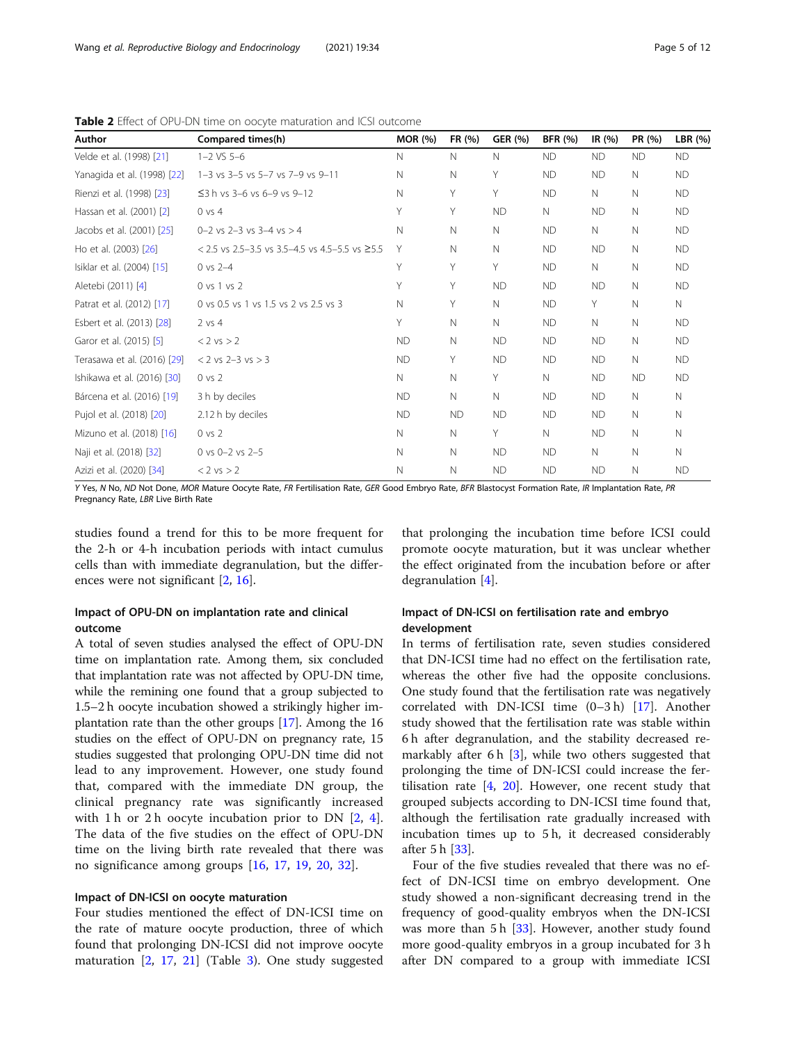**Table 2** Effect of OPU-DN time on oocyte maturation and ICSI outcome

| Author | Compared times(h) | MOR (%) | FR (%) | GER (%) | BFR (%) | IR (%) | PR (%) | LBR (%) |
|---|---|---|---|---|---|---|---|---|
| Velde et al. (1998) [21] | 1–2 VS 5–6 | N | N | N | ND | ND | ND | ND |
| Yanagida et al. (1998) [22] | 1–3 vs 3–5 vs 5–7 vs 7–9 vs 9–11 | N | N | Y | ND | ND | N | ND |
| Rienzi et al. (1998) [23] | ≤3 h vs 3–6 vs 6–9 vs 9–12 | N | Y | Y | ND | N | N | ND |
| Hassan et al. (2001) [2] | 0 vs 4 | Y | Y | ND | N | ND | N | ND |
| Jacobs et al. (2001) [25] | 0–2 vs 2–3 vs 3–4 vs > 4 | N | N | N | ND | N | N | ND |
| Ho et al. (2003) [26] | < 2.5 vs 2.5–3.5 vs 3.5–4.5 vs 4.5–5.5 vs ≥5.5 | Y | N | N | ND | ND | N | ND |
| Isiklar et al. (2004) [15] | 0 vs 2–4 | Y | Y | Y | ND | N | N | ND |
| Aletebi (2011) [4] | 0 vs 1 vs 2 | Y | Y | ND | ND | ND | N | ND |
| Patrat et al. (2012) [17] | 0 vs 0.5 vs 1 vs 1.5 vs 2 vs 2.5 vs 3 | N | Y | N | ND | Y | N | N |
| Esbert et al. (2013) [28] | 2 vs 4 | Y | N | N | ND | N | N | ND |
| Garor et al. (2015) [5] | < 2 vs > 2 | ND | N | ND | ND | ND | N | ND |
| Terasawa et al. (2016) [29] | < 2 vs 2–3 vs > 3 | ND | Y | ND | ND | ND | N | ND |
| Ishikawa et al. (2016) [30] | 0 vs 2 | N | N | Y | N | ND | ND | ND |
| Bárcena et al. (2016) [19] | 3 h by deciles | ND | N | N | ND | ND | N | N |
| Pujol et al. (2018) [20] | 2.12 h by deciles | ND | ND | ND | ND | ND | N | N |
| Mizuno et al. (2018) [16] | 0 vs 2 | N | N | Y | N | ND | N | N |
| Naji et al. (2018) [32] | 0 vs 0–2 vs 2–5 | N | N | ND | ND | N | N | N |
| Azizi et al. (2020) [34] | < 2 vs > 2 | N | N | ND | ND | ND | N | ND |

*Y* Yes, *N* No, *ND* Not Done, *MOR* Mature Oocyte Rate, *FR* Fertilisation Rate, *GER* Good Embryo Rate, *BFR* Blastocyst Formation Rate, *IR* Implantation Rate, *PR* Pregnancy Rate, *LBR* Live Birth Rate

studies found a trend for this to be more frequent for the 2-h or 4-h incubation periods with intact cumulus cells than with immediate degranulation, but the differences were not significant [2, 16].

### Impact of OPU-DN on implantation rate and clinical outcome

A total of seven studies analysed the effect of OPU-DN time on implantation rate. Among them, six concluded that implantation rate was not affected by OPU-DN time, while the remining one found that a group subjected to 1.5–2 h oocyte incubation showed a strikingly higher implantation rate than the other groups [17]. Among the 16 studies on the effect of OPU-DN on pregnancy rate, 15 studies suggested that prolonging OPU-DN time did not lead to any improvement. However, one study found that, compared with the immediate DN group, the clinical pregnancy rate was significantly increased with 1 h or 2 h oocyte incubation prior to DN [2, 4]. The data of the five studies on the effect of OPU-DN time on the living birth rate revealed that there was no significance among groups [16, 17, 19, 20, 32].

### Impact of DN-ICSI on oocyte maturation

Four studies mentioned the effect of DN-ICSI time on the rate of mature oocyte production, three of which found that prolonging DN-ICSI did not improve oocyte maturation [2, 17, 21] (Table 3). One study suggested that prolonging the incubation time before ICSI could promote oocyte maturation, but it was unclear whether the effect originated from the incubation before or after degranulation [4].

### Impact of DN-ICSI on fertilisation rate and embryo development

In terms of fertilisation rate, seven studies considered that DN-ICSI time had no effect on the fertilisation rate, whereas the other five had the opposite conclusions. One study found that the fertilisation rate was negatively correlated with DN-ICSI time (0–3 h) [17]. Another study showed that the fertilisation rate was stable within 6 h after degranulation, and the stability decreased remarkably after 6 h [3], while two others suggested that prolonging the time of DN-ICSI could increase the fertilisation rate [4, 20]. However, one recent study that grouped subjects according to DN-ICSI time found that, although the fertilisation rate gradually increased with incubation times up to 5 h, it decreased considerably after 5 h [33].

Four of the five studies revealed that there was no effect of DN-ICSI time on embryo development. One study showed a non-significant decreasing trend in the frequency of good-quality embryos when the DN-ICSI was more than 5 h [33]. However, another study found more good-quality embryos in a group incubated for 3 h after DN compared to a group with immediate ICSI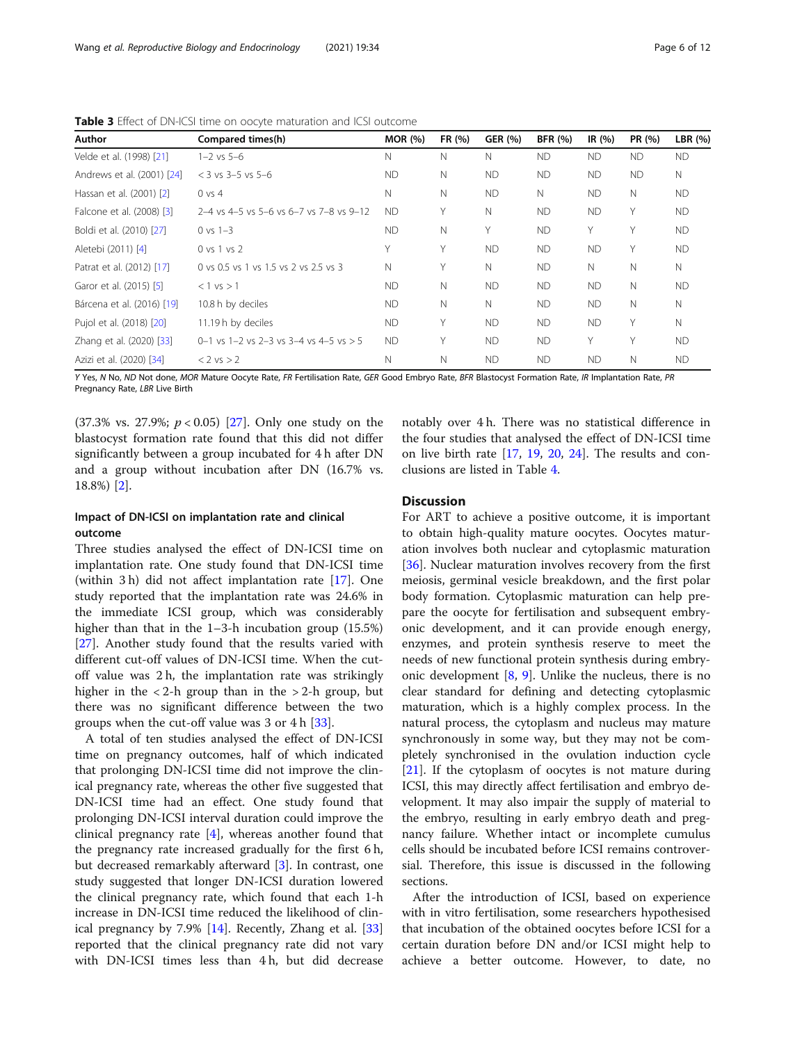**Table 3** Effect of DN-ICSI time on oocyte maturation and ICSI outcome

| Author | Compared times(h) | MOR (%) | FR (%) | GER (%) | BFR (%) | IR (%) | PR (%) | LBR (%) |
|---|---|---|---|---|---|---|---|---|
| Velde et al. (1998) [21] | 1–2 vs 5–6 | N | N | N | ND | ND | ND | ND |
| Andrews et al. (2001) [24] | < 3 vs 3–5 vs 5–6 | ND | N | ND | ND | ND | ND | N |
| Hassan et al. (2001) [2] | 0 vs 4 | N | N | ND | N | ND | N | ND |
| Falcone et al. (2008) [3] | 2–4 vs 4–5 vs 5–6 vs 6–7 vs 7–8 vs 9–12 | ND | Y | N | ND | ND | Y | ND |
| Boldi et al. (2010) [27] | 0 vs 1–3 | ND | N | Y | ND | Y | Y | ND |
| Aletebi (2011) [4] | 0 vs 1 vs 2 | Y | Y | ND | ND | ND | Y | ND |
| Patrat et al. (2012) [17] | 0 vs 0.5 vs 1 vs 1.5 vs 2 vs 2.5 vs 3 | N | Y | N | ND | N | N | N |
| Garor et al. (2015) [5] | < 1 vs > 1 | ND | N | ND | ND | ND | N | ND |
| Bárcena et al. (2016) [19] | 10.8 h by deciles | ND | N | N | ND | ND | N | N |
| Pujol et al. (2018) [20] | 11.19 h by deciles | ND | Y | ND | ND | ND | Y | N |
| Zhang et al. (2020) [33] | 0–1 vs 1–2 vs 2–3 vs 3–4 vs 4–5 vs > 5 | ND | Y | ND | ND | Y | Y | ND |
| Azizi et al. (2020) [34] | < 2 vs > 2 | N | N | ND | ND | ND | N | ND |

*Y* Yes, *N* No, *ND* Not done, *MOR* Mature Oocyte Rate, *FR* Fertilisation Rate, *GER* Good Embryo Rate, *BFR* Blastocyst Formation Rate, *IR* Implantation Rate, *PR* Pregnancy Rate, *LBR* Live Birth

(37.3% vs. 27.9%; $p < 0.05$) [27]. Only one study on the blastocyst formation rate found that this did not differ significantly between a group incubated for 4 h after DN and a group without incubation after DN (16.7% vs. 18.8%) [2].

### Impact of DN-ICSI on implantation rate and clinical outcome

Three studies analysed the effect of DN-ICSI time on implantation rate. One study found that DN-ICSI time (within 3 h) did not affect implantation rate [17]. One study reported that the implantation rate was 24.6% in the immediate ICSI group, which was considerably higher than that in the 1–3-h incubation group (15.5%) [27]. Another study found that the results varied with different cut-off values of DN-ICSI time. When the cut-off value was 2 h, the implantation rate was strikingly higher in the < 2-h group than in the > 2-h group, but there was no significant difference between the two groups when the cut-off value was 3 or 4 h [33].

A total of ten studies analysed the effect of DN-ICSI time on pregnancy outcomes, half of which indicated that prolonging DN-ICSI time did not improve the clinical pregnancy rate, whereas the other five suggested that DN-ICSI time had an effect. One study found that prolonging DN-ICSI interval duration could improve the clinical pregnancy rate [4], whereas another found that the pregnancy rate increased gradually for the first 6 h, but decreased remarkably afterward [3]. In contrast, one study suggested that longer DN-ICSI duration lowered the clinical pregnancy rate, which found that each 1-h increase in DN-ICSI time reduced the likelihood of clinical pregnancy by 7.9% [14]. Recently, Zhang et al. [33] reported that the clinical pregnancy rate did not vary with DN-ICSI times less than 4 h, but did decrease notably over 4 h. There was no statistical difference in the four studies that analysed the effect of DN-ICSI time on live birth rate [17, 19, 20, 24]. The results and conclusions are listed in Table 4.

## Discussion

For ART to achieve a positive outcome, it is important to obtain high-quality mature oocytes. Oocytes maturation involves both nuclear and cytoplasmic maturation [36]. Nuclear maturation involves recovery from the first meiosis, germinal vesicle breakdown, and the first polar body formation. Cytoplasmic maturation can help prepare the oocyte for fertilisation and subsequent embryonic development, and it can provide enough energy, enzymes, and protein synthesis reserve to meet the needs of new functional protein synthesis during embryonic development [8, 9]. Unlike the nucleus, there is no clear standard for defining and detecting cytoplasmic maturation, which is a highly complex process. In the natural process, the cytoplasm and nucleus may mature synchronously in some way, but they may not be completely synchronised in the ovulation induction cycle [21]. If the cytoplasm of oocytes is not mature during ICSI, this may directly affect fertilisation and embryo development. It may also impair the supply of material to the embryo, resulting in early embryo death and pregnancy failure. Whether intact or incomplete cumulus cells should be incubated before ICSI remains controversial. Therefore, this issue is discussed in the following sections.

After the introduction of ICSI, based on experience with in vitro fertilisation, some researchers hypothesised that incubation of the obtained oocytes before ICSI for a certain duration before DN and/or ICSI might help to achieve a better outcome. However, to date, no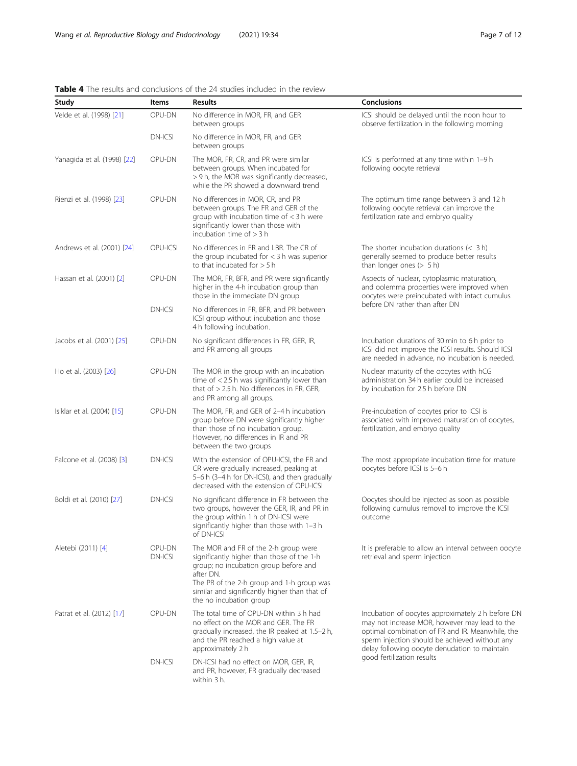**Table 4** The results and conclusions of the 24 studies included in the review

| Study | Items | Results | Conclusions |
| --- | --- | --- | --- |
| Velde et al. (1998) [21] | OPU-DN | No difference in MOR, FR, and GER between groups | ICSI should be delayed until the noon hour to observe fertilization in the following morning |
| | DN-ICSI | No difference in MOR, FR, and GER between groups | |
| Yanagida et al. (1998) [22] | OPU-DN | The MOR, FR, CR, and PR were similar between groups. When incubated for > 9 h, the MOR was significantly decreased, while the PR showed a downward trend | ICSI is performed at any time within 1–9 h following oocyte retrieval |
| Rienzi et al. (1998) [23] | OPU-DN | No differences in MOR, CR, and PR between groups. The FR and GER of the group with incubation time of < 3 h were significantly lower than those with incubation time of > 3 h | The optimum time range between 3 and 12 h following oocyte retrieval can improve the fertilization rate and embryo quality |
| Andrews et al. (2001) [24] | OPU-ICSI | No differences in FR and LBR. The CR of the group incubated for < 3 h was superior to that incubated for > 5 h | The shorter incubation durations (< 3 h) generally seemed to produce better results than longer ones (> 5 h) |
| Hassan et al. (2001) [2] | OPU-DN | The MOR, FR, BFR, and PR were significantly higher in the 4-h incubation group than those in the immediate DN group | Aspects of nuclear, cytoplasmic maturation, and oolemma properties were improved when oocytes were preincubated with intact cumulus before DN rather than after DN |
| | DN-ICSI | No differences in FR, BFR, and PR between ICSI group without incubation and those 4 h following incubation. | |
| Jacobs et al. (2001) [25] | OPU-DN | No significant differences in FR, GER, IR, and PR among all groups | Incubation durations of 30 min to 6 h prior to ICSI did not improve the ICSI results. Should ICSI are needed in advance, no incubation is needed. |
| Ho et al. (2003) [26] | OPU-DN | The MOR in the group with an incubation time of < 2.5 h was significantly lower than that of > 2.5 h. No differences in FR, GER, and PR among all groups. | Nuclear maturity of the oocytes with hCG administration 34 h earlier could be increased by incubation for 2.5 h before DN |
| Isiklar et al. (2004) [15] | OPU-DN | The MOR, FR, and GER of 2–4 h incubation group before DN were significantly higher than those of no incubation group. However, no differences in IR and PR between the two groups | Pre-incubation of oocytes prior to ICSI is associated with improved maturation of oocytes, fertilization, and embryo quality |
| Falcone et al. (2008) [3] | DN-ICSI | With the extension of OPU-ICSI, the FR and CR were gradually increased, peaking at 5–6 h (3–4 h for DN-ICSI), and then gradually decreased with the extension of OPU-ICSI | The most appropriate incubation time for mature oocytes before ICSI is 5–6 h |
| Boldi et al. (2010) [27] | DN-ICSI | No significant difference in FR between the two groups, however the GER, IR, and PR in the group within 1 h of DN-ICSI were significantly higher than those with 1–3 h of DN-ICSI | Oocytes should be injected as soon as possible following cumulus removal to improve the ICSI outcome |
| Aletebi (2011) [4] | OPU-DN DN-ICSI | The MOR and FR of the 2-h group were significantly higher than those of the 1-h group; no incubation group before and after DN.<br>The PR of the 2-h group and 1-h group was similar and significantly higher than that of the no incubation group | It is preferable to allow an interval between oocyte retrieval and sperm injection |
| Patrat et al. (2012) [17] | OPU-DN | The total time of OPU-DN within 3 h had no effect on the MOR and GER. The FR gradually increased, the IR peaked at 1.5–2 h, and the PR reached a high value at approximately 2 h | Incubation of oocytes approximately 2 h before DN may not increase MOR, however may lead to the optimal combination of FR and IR. Meanwhile, the sperm injection should be achieved without any delay following oocyte denudation to maintain good fertilization results |
| | DN-ICSI | DN-ICSI had no effect on MOR, GER, IR, and PR, however, FR gradually decreased within 3 h. | |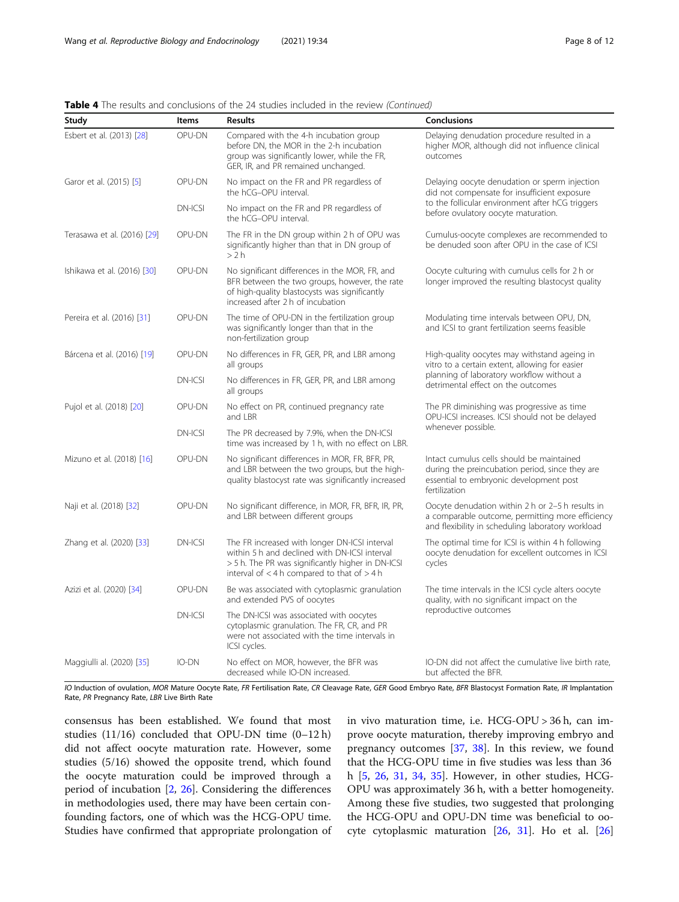**Table 4** The results and conclusions of the 24 studies included in the review *(Continued)*

| Study | Items | Results | Conclusions |
| --- | --- | --- | --- |
| Esbert et al. (2013) [28] | OPU-DN | Compared with the 4-h incubation group before DN, the MOR in the 2-h incubation group was significantly lower, while the FR, GER, IR, and PR remained unchanged. | Delaying denudation procedure resulted in a higher MOR, although did not influence clinical outcomes |
| Garor et al. (2015) [5] | OPU-DN | No impact on the FR and PR regardless of the hCG–OPU interval. | Delaying oocyte denudation or sperm injection did not compensate for insufficient exposure to the follicular environment after hCG triggers before ovulatory oocyte maturation. |
| | DN-ICSI | No impact on the FR and PR regardless of the hCG–OPU interval. | |
| Terasawa et al. (2016) [29] | OPU-DN | The FR in the DN group within 2 h of OPU was significantly higher than that in DN group of > 2 h | Cumulus-oocyte complexes are recommended to be denuded soon after OPU in the case of ICSI |
| Ishikawa et al. (2016) [30] | OPU-DN | No significant differences in the MOR, FR, and BFR between the two groups, however, the rate of high-quality blastocysts was significantly increased after 2 h of incubation | Oocyte culturing with cumulus cells for 2 h or longer improved the resulting blastocyst quality |
| Pereira et al. (2016) [31] | OPU-DN | The time of OPU-DN in the fertilization group was significantly longer than that in the non-fertilization group | Modulating time intervals between OPU, DN, and ICSI to grant fertilization seems feasible |
| Bárcena et al. (2016) [19] | OPU-DN | No differences in FR, GER, PR, and LBR among all groups | High-quality oocytes may withstand ageing in vitro to a certain extent, allowing for easier planning of laboratory workflow without a detrimental effect on the outcomes |
| | DN-ICSI | No differences in FR, GER, PR, and LBR among all groups | |
| Pujol et al. (2018) [20] | OPU-DN | No effect on PR, continued pregnancy rate and LBR | The PR diminishing was progressive as time OPU-ICSI increases. ICSI should not be delayed whenever possible. |
| | DN-ICSI | The PR decreased by 7.9%, when the DN-ICSI time was increased by 1 h, with no effect on LBR. | |
| Mizuno et al. (2018) [16] | OPU-DN | No significant differences in MOR, FR, BFR, PR, and LBR between the two groups, but the high-quality blastocyst rate was significantly increased | Intact cumulus cells should be maintained during the preincubation period, since they are essential to embryonic development post fertilization |
| Naji et al. (2018) [32] | OPU-DN | No significant difference, in MOR, FR, BFR, IR, PR, and LBR between different groups | Oocyte denudation within 2 h or 2–5 h results in a comparable outcome, permitting more efficiency and flexibility in scheduling laboratory workload |
| Zhang et al. (2020) [33] | DN-ICSI | The FR increased with longer DN-ICSI interval within 5 h and declined with DN-ICSI interval > 5 h. The PR was significantly higher in DN-ICSI interval of < 4 h compared to that of > 4 h | The optimal time for ICSI is within 4 h following oocyte denudation for excellent outcomes in ICSI cycles |
| Azizi et al. (2020) [34] | OPU-DN | Be was associated with cytoplasmic granulation and extended PVS of oocytes | The time intervals in the ICSI cycle alters oocyte quality, with no significant impact on the reproductive outcomes |
| | DN-ICSI | The DN-ICSI was associated with oocytes cytoplasmic granulation. The FR, CR, and PR were not associated with the time intervals in ICSI cycles. | |
| Maggiulli al. (2020) [35] | IO-DN | No effect on MOR, however, the BFR was decreased while IO-DN increased. | IO-DN did not affect the cumulative live birth rate, but affected the BFR. |

*IO* Induction of ovulation, *MOR* Mature Oocyte Rate, *FR* Fertilisation Rate, *CR* Cleavage Rate, *GER* Good Embryo Rate, *BFR* Blastocyst Formation Rate, *IR* Implantation Rate, *PR* Pregnancy Rate, *LBR* Live Birth Rate

consensus has been established. We found that most studies (11/16) concluded that OPU-DN time (0–12 h) did not affect oocyte maturation rate. However, some studies (5/16) showed the opposite trend, which found the oocyte maturation could be improved through a period of incubation [2, 26]. Considering the differences in methodologies used, there may have been certain confounding factors, one of which was the HCG-OPU time. Studies have confirmed that appropriate prolongation of in vivo maturation time, i.e. HCG-OPU > 36 h, can improve oocyte maturation, thereby improving embryo and pregnancy outcomes [37, 38]. In this review, we found that the HCG-OPU time in five studies was less than 36 h [5, 26, 31, 34, 35]. However, in other studies, HCG-OPU was approximately 36 h, with a better homogeneity. Among these five studies, two suggested that prolonging the HCG-OPU and OPU-DN time was beneficial to oocyte cytoplasmic maturation [26, 31]. Ho et al. [26]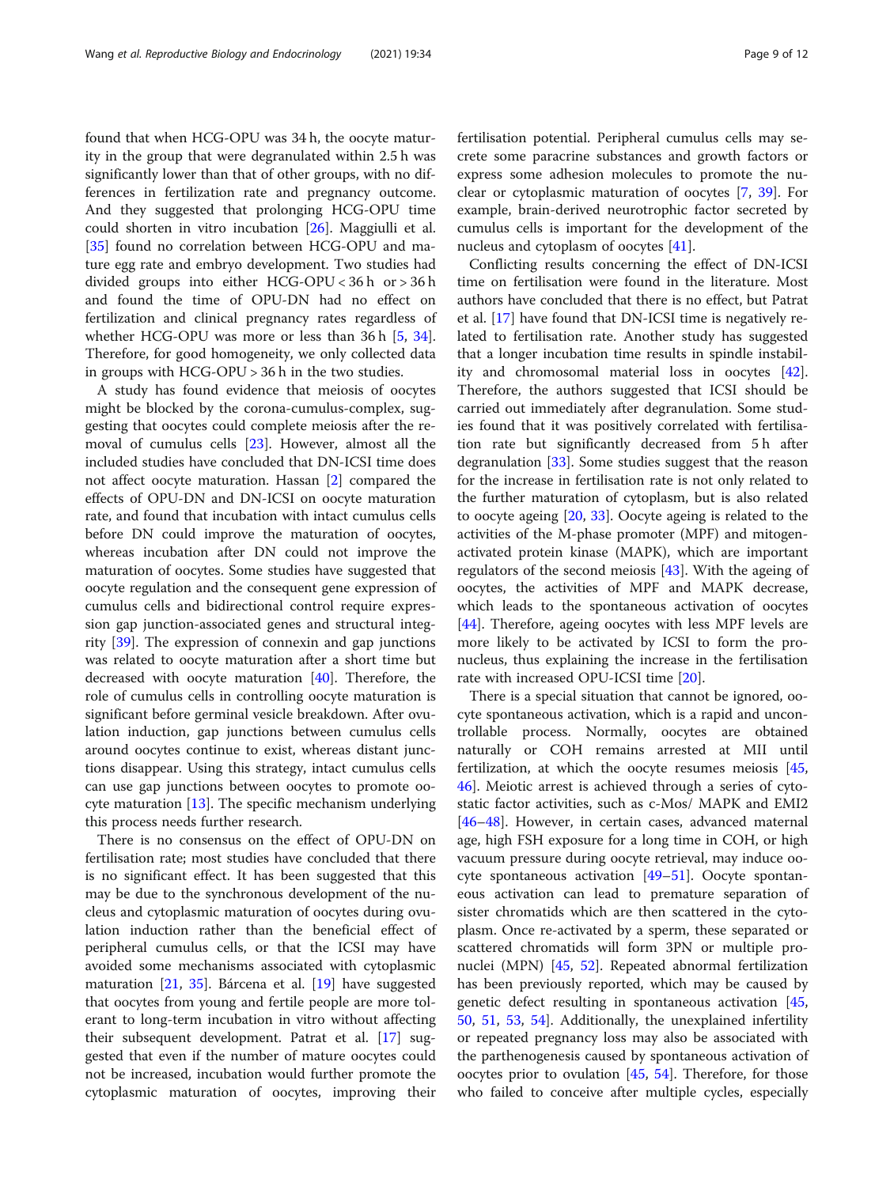found that when HCG-OPU was 34 h, the oocyte maturity in the group that were degranulated within 2.5 h was significantly lower than that of other groups, with no differences in fertilization rate and pregnancy outcome. And they suggested that prolonging HCG-OPU time could shorten in vitro incubation [26]. Maggiulli et al. [35] found no correlation between HCG-OPU and mature egg rate and embryo development. Two studies had divided groups into either HCG-OPU < 36 h or > 36 h and found the time of OPU-DN had no effect on fertilization and clinical pregnancy rates regardless of whether HCG-OPU was more or less than 36 h [5, 34]. Therefore, for good homogeneity, we only collected data in groups with HCG-OPU > 36 h in the two studies.

A study has found evidence that meiosis of oocytes might be blocked by the corona-cumulus-complex, suggesting that oocytes could complete meiosis after the removal of cumulus cells [23]. However, almost all the included studies have concluded that DN-ICSI time does not affect oocyte maturation. Hassan [2] compared the effects of OPU-DN and DN-ICSI on oocyte maturation rate, and found that incubation with intact cumulus cells before DN could improve the maturation of oocytes, whereas incubation after DN could not improve the maturation of oocytes. Some studies have suggested that oocyte regulation and the consequent gene expression of cumulus cells and bidirectional control require expression gap junction-associated genes and structural integrity [39]. The expression of connexin and gap junctions was related to oocyte maturation after a short time but decreased with oocyte maturation [40]. Therefore, the role of cumulus cells in controlling oocyte maturation is significant before germinal vesicle breakdown. After ovulation induction, gap junctions between cumulus cells around oocytes continue to exist, whereas distant junctions disappear. Using this strategy, intact cumulus cells can use gap junctions between oocytes to promote oocyte maturation [13]. The specific mechanism underlying this process needs further research.

There is no consensus on the effect of OPU-DN on fertilisation rate; most studies have concluded that there is no significant effect. It has been suggested that this may be due to the synchronous development of the nucleus and cytoplasmic maturation of oocytes during ovulation induction rather than the beneficial effect of peripheral cumulus cells, or that the ICSI may have avoided some mechanisms associated with cytoplasmic maturation [21, 35]. Bárcena et al. [19] have suggested that oocytes from young and fertile people are more tolerant to long-term incubation in vitro without affecting their subsequent development. Patrat et al. [17] suggested that even if the number of mature oocytes could not be increased, incubation would further promote the cytoplasmic maturation of oocytes, improving their fertilisation potential. Peripheral cumulus cells may secrete some paracrine substances and growth factors or express some adhesion molecules to promote the nuclear or cytoplasmic maturation of oocytes [7, 39]. For example, brain-derived neurotrophic factor secreted by cumulus cells is important for the development of the nucleus and cytoplasm of oocytes [41].

Conflicting results concerning the effect of DN-ICSI time on fertilisation were found in the literature. Most authors have concluded that there is no effect, but Patrat et al. [17] have found that DN-ICSI time is negatively related to fertilisation rate. Another study has suggested that a longer incubation time results in spindle instability and chromosomal material loss in oocytes [42]. Therefore, the authors suggested that ICSI should be carried out immediately after degranulation. Some studies found that it was positively correlated with fertilisation rate but significantly decreased from 5 h after degranulation [33]. Some studies suggest that the reason for the increase in fertilisation rate is not only related to the further maturation of cytoplasm, but is also related to oocyte ageing [20, 33]. Oocyte ageing is related to the activities of the M-phase promoter (MPF) and mitogen-activated protein kinase (MAPK), which are important regulators of the second meiosis [43]. With the ageing of oocytes, the activities of MPF and MAPK decrease, which leads to the spontaneous activation of oocytes [44]. Therefore, ageing oocytes with less MPF levels are more likely to be activated by ICSI to form the pronucleus, thus explaining the increase in the fertilisation rate with increased OPU-ICSI time [20].

There is a special situation that cannot be ignored, oocyte spontaneous activation, which is a rapid and uncontrollable process. Normally, oocytes are obtained naturally or COH remains arrested at MII until fertilization, at which the oocyte resumes meiosis [45, 46]. Meiotic arrest is achieved through a series of cytostatic factor activities, such as c-Mos/ MAPK and EMI2 [46–48]. However, in certain cases, advanced maternal age, high FSH exposure for a long time in COH, or high vacuum pressure during oocyte retrieval, may induce oocyte spontaneous activation [49–51]. Oocyte spontaneous activation can lead to premature separation of sister chromatids which are then scattered in the cytoplasm. Once re-activated by a sperm, these separated or scattered chromatids will form 3PN or multiple pronuclei (MPN) [45, 52]. Repeated abnormal fertilization has been previously reported, which may be caused by genetic defect resulting in spontaneous activation [45, 50, 51, 53, 54]. Additionally, the unexplained infertility or repeated pregnancy loss may also be associated with the parthenogenesis caused by spontaneous activation of oocytes prior to ovulation [45, 54]. Therefore, for those who failed to conceive after multiple cycles, especially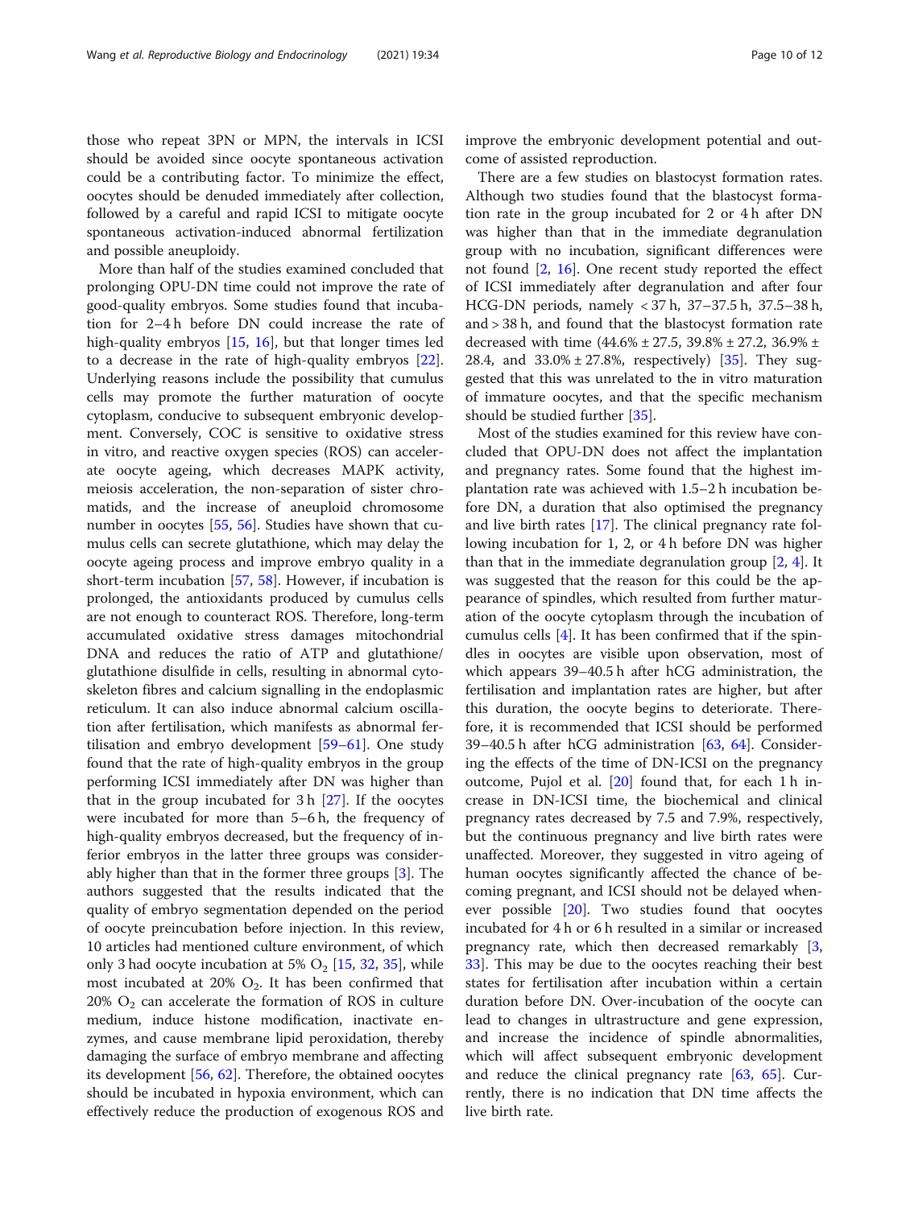those who repeat 3PN or MPN, the intervals in ICSI should be avoided since oocyte spontaneous activation could be a contributing factor. To minimize the effect, oocytes should be denuded immediately after collection, followed by a careful and rapid ICSI to mitigate oocyte spontaneous activation-induced abnormal fertilization and possible aneuploidy.

More than half of the studies examined concluded that prolonging OPU-DN time could not improve the rate of good-quality embryos. Some studies found that incubation for 2–4 h before DN could increase the rate of high-quality embryos [15, 16], but that longer times led to a decrease in the rate of high-quality embryos [22]. Underlying reasons include the possibility that cumulus cells may promote the further maturation of oocyte cytoplasm, conducive to subsequent embryonic development. Conversely, COC is sensitive to oxidative stress in vitro, and reactive oxygen species (ROS) can accelerate oocyte ageing, which decreases MAPK activity, meiosis acceleration, the non-separation of sister chromatids, and the increase of aneuploid chromosome number in oocytes [55, 56]. Studies have shown that cumulus cells can secrete glutathione, which may delay the oocyte ageing process and improve embryo quality in a short-term incubation [57, 58]. However, if incubation is prolonged, the antioxidants produced by cumulus cells are not enough to counteract ROS. Therefore, long-term accumulated oxidative stress damages mitochondrial DNA and reduces the ratio of ATP and glutathione/glutathione disulfide in cells, resulting in abnormal cytoskeleton fibres and calcium signalling in the endoplasmic reticulum. It can also induce abnormal calcium oscillation after fertilization, which manifests as abnormal fertilisation and embryo development [59–61]. One study found that the rate of high-quality embryos in the group performing ICSI immediately after DN was higher than that in the group incubated for 3 h [27]. If the oocytes were incubated for more than 5–6 h, the frequency of high-quality embryos decreased, but the frequency of inferior embryos in the latter three groups was considerably higher than that in the former three groups [3]. The authors suggested that the results indicated that the quality of embryo segmentation depended on the period of oocyte preincubation before injection. In this review, 10 articles had mentioned culture environment, of which only 3 had oocyte incubation at 5% $O_2$ [15, 32, 35], while most incubated at 20% $O_2$. It has been confirmed that 20% $O_2$ can accelerate the formation of ROS in culture medium, induce histone modification, inactivate enzymes, and cause membrane lipid peroxidation, thereby damaging the surface of embryo membrane and affecting its development [56, 62]. Therefore, the obtained oocytes should be incubated in hypoxia environment, which can effectively reduce the production of exogenous ROS and improve the embryonic development potential and outcome of assisted reproduction.

There are a few studies on blastocyst formation rates. Although two studies found that the blastocyst formation rate in the group incubated for 2 or 4 h after DN was higher than that in the immediate degranulation group with no incubation, significant differences were not found [2, 16]. One recent study reported the effect of ICSI immediately after degranulation and after four HCG-DN periods, namely < 37 h, 37–37.5 h, 37.5–38 h, and > 38 h, and found that the blastocyst formation rate decreased with time (44.6% ± 27.5, 39.8% ± 27.2, 36.9% ± 28.4, and 33.0% ± 27.8%, respectively) [35]. They suggested that this was unrelated to the in vitro maturation of immature oocytes, and that the specific mechanism should be studied further [35].

Most of the studies examined for this review have concluded that OPU-DN does not affect the implantation and pregnancy rates. Some found that the highest implantation rate was achieved with 1.5–2 h incubation before DN, a duration that also optimised the pregnancy and live birth rates [17]. The clinical pregnancy rate following incubation for 1, 2, or 4 h before DN was higher than that in the immediate degranulation group [2, 4]. It was suggested that the reason for this could be the appearance of spindles, which resulted from further maturation of the oocyte cytoplasm through the incubation of cumulus cells [4]. It has been confirmed that if the spindles in oocytes are visible upon observation, most of which appears 39–40.5 h after hCG administration, the fertilisation and implantation rates are higher, but after this duration, the oocyte begins to deteriorate. Therefore, it is recommended that ICSI should be performed 39–40.5 h after hCG administration [63, 64]. Considering the effects of the time of DN-ICSI on the pregnancy outcome, Pujol et al. [20] found that, for each 1 h increase in DN-ICSI time, the biochemical and clinical pregnancy rates decreased by 7.5 and 7.9%, respectively, but the continuous pregnancy and live birth rates were unaffected. Moreover, they suggested in vitro ageing of human oocytes significantly affected the chance of becoming pregnant, and ICSI should not be delayed whenever possible [20]. Two studies found that oocytes incubated for 4 h or 6 h resulted in a similar or increased pregnancy rate, which then decreased remarkably [3, 33]. This may be due to the oocytes reaching their best states for fertilisation after incubation within a certain duration before DN. Over-incubation of the oocyte can lead to changes in ultrastructure and gene expression, and increase the incidence of spindle abnormalities, which will affect subsequent embryonic development and reduce the clinical pregnancy rate [63, 65]. Currently, there is no indication that DN time affects the live birth rate.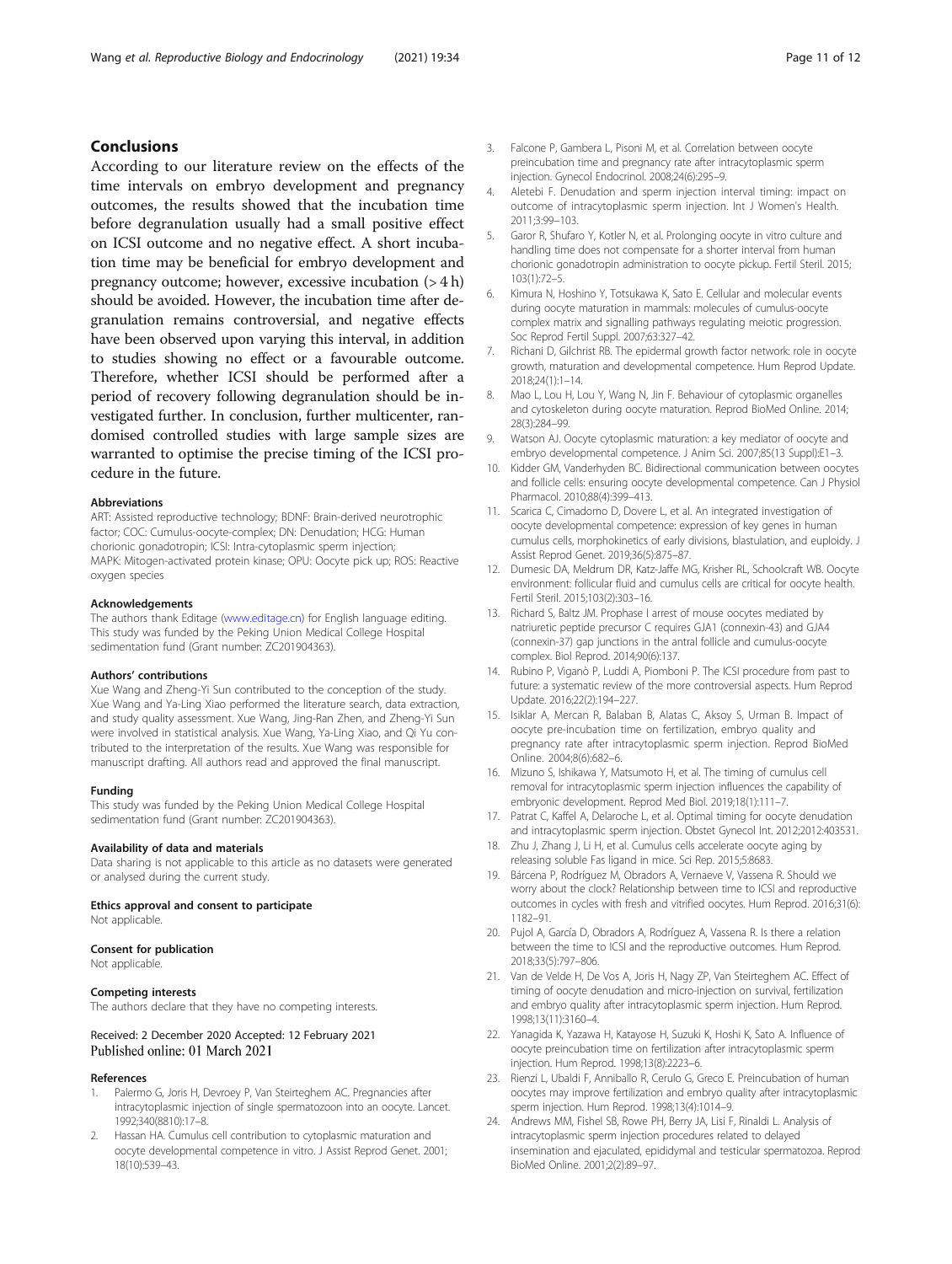## Conclusions

According to our literature review on the effects of the time intervals on embryo development and pregnancy outcomes, the results showed that the incubation time before degranulation usually had a small positive effect on ICSI outcome and no negative effect. A short incubation time may be beneficial for embryo development and pregnancy outcome; however, excessive incubation (> 4 h) should be avoided. However, the incubation time after degranulation remains controversial, and negative effects have been observed upon varying this interval, in addition to studies showing no effect or a favourable outcome. Therefore, whether ICSI should be performed after a period of recovery following degranulation should be investigated further. In conclusion, further multicenter, randomised controlled studies with large sample sizes are warranted to optimise the precise timing of the ICSI procedure in the future.

#### Abbreviations

ART: Assisted reproductive technology; BDNF: Brain-derived neurotrophic factor; COC: Cumulus-oocyte-complex; DN: Denudation; HCG: Human chorionic gonadotropin; ICSI: Intra-cytoplasmic sperm injection; MAPK: Mitogen-activated protein kinase; OPU: Oocyte pick up; ROS: Reactive oxygen species

#### Acknowledgements

The authors thank Editage (www.editage.cn) for English language editing. This study was funded by the Peking Union Medical College Hospital sedimentation fund (Grant number: ZC201904363).

#### Authors' contributions

Xue Wang and Zheng-Yi Sun contributed to the conception of the study. Xue Wang and Ya-Ling Xiao performed the literature search, data extraction, and study quality assessment. Xue Wang, Jing-Ran Zhen, and Zheng-Yi Sun were involved in statistical analysis. Xue Wang, Ya-Ling Xiao, and Qi Yu contributed to the interpretation of the results. Xue Wang was responsible for manuscript drafting. All authors read and approved the final manuscript.

#### Funding

This study was funded by the Peking Union Medical College Hospital sedimentation fund (Grant number: ZC201904363).

#### Availability of data and materials

Data sharing is not applicable to this article as no datasets were generated or analysed during the current study.

#### Ethics approval and consent to participate

Not applicable.

#### Consent for publication

Not applicable.

#### Competing interests

The authors declare that they have no competing interests.

Received: 2 December 2020 Accepted: 12 February 2021
Published online: 01 March 2021

#### References

1. Palermo G, Joris H, Devroey P, Van Steirteghem AC. Pregnancies after intracytoplasmic injection of single spermatozoon into an oocyte. Lancet. 1992;340(8810):17–8.
2. Hassan HA. Cumulus cell contribution to cytoplasmic maturation and oocyte developmental competence in vitro. J Assist Reprod Genet. 2001; 18(10):539–43.
3. Falcone P, Gambera L, Pisoni M, et al. Correlation between oocyte preincubation time and pregnancy rate after intracytoplasmic sperm injection. Gynecol Endocrinol. 2008;24(6):295–9.
4. Aletebi F. Denudation and sperm injection interval timing: impact on outcome of intracytoplasmic sperm injection. Int J Women's Health. 2011;3:99–103.
5. Garor R, Shufaro Y, Kotler N, et al. Prolonging oocyte in vitro culture and handling time does not compensate for a shorter interval from human chorionic gonadotropin administration to oocyte pickup. Fertil Steril. 2015; 103(1):72–5.
6. Kimura N, Hoshino Y, Totsukawa K, Sato E. Cellular and molecular events during oocyte maturation in mammals: molecules of cumulus-oocyte complex matrix and signalling pathways regulating meiotic progression. Soc Reprod Fertil Suppl. 2007;63:327–42.
7. Richani D, Gilchrist RB. The epidermal growth factor network: role in oocyte growth, maturation and developmental competence. Hum Reprod Update. 2018;24(1):1–14.
8. Mao L, Lou H, Lou Y, Wang N, Jin F. Behaviour of cytoplasmic organelles and cytoskeleton during oocyte maturation. Reprod BioMed Online. 2014; 28(3):284–99.
9. Watson AJ. Oocyte cytoplasmic maturation: a key mediator of oocyte and embryo developmental competence. J Anim Sci. 2007;85(13 Suppl):E1–3.
10. Kidder GM, Vanderhyden BC. Bidirectional communication between oocytes and follicle cells: ensuring oocyte developmental competence. Can J Physiol Pharmacol. 2010;88(4):399–413.
11. Scarica C, Cimadomo D, Dovere L, et al. An integrated investigation of oocyte developmental competence: expression of key genes in human cumulus cells, morphokinetics of early divisions, blastulation, and euploidy. J Assist Reprod Genet. 2019;36(5):875–87.
12. Dumesic DA, Meldrum DR, Katz-Jaffe MG, Krisher RL, Schoolcraft WB. Oocyte environment: follicular fluid and cumulus cells are critical for oocyte health. Fertil Steril. 2015;103(2):303–16.
13. Richard S, Baltz JM. Prophase I arrest of mouse oocytes mediated by natriuretic peptide precursor C requires GJA1 (connexin-43) and GJA4 (connexin-37) gap junctions in the antral follicle and cumulus-oocyte complex. Biol Reprod. 2014;90(6):137.
14. Rubino P, Viganò P, Luddi A, Piomboni P. The ICSI procedure from past to future: a systematic review of the more controversial aspects. Hum Reprod Update. 2016;22(2):194–227.
15. Isiklar A, Mercan R, Balaban B, Alatas C, Aksoy S, Urman B. Impact of oocyte pre-incubation time on fertilization, embryo quality and pregnancy rate after intracytoplasmic sperm injection. Reprod BioMed Online. 2004;8(6):682–6.
16. Mizuno S, Ishikawa Y, Matsumoto H, et al. The timing of cumulus cell removal for intracytoplasmic sperm injection influences the capability of embryonic development. Reprod Med Biol. 2019;18(1):111–7.
17. Patrat C, Kaffel A, Delaroche L, et al. Optimal timing for oocyte denudation and intracytoplasmic sperm injection. Obstet Gynecol Int. 2012;2012:403531.
18. Zhu J, Zhang J, Li H, et al. Cumulus cells accelerate oocyte aging by releasing soluble Fas ligand in mice. Sci Rep. 2015;5:8683.
19. Bárcena P, Rodríguez M, Obradors A, Vernaeve V, Vassena R. Should we worry about the clock? Relationship between time to ICSI and reproductive outcomes in cycles with fresh and vitrified oocytes. Hum Reprod. 2016;31(6): 1182–91.
20. Pujol A, García D, Obradors A, Rodríguez A, Vassena R. Is there a relation between the time to ICSI and the reproductive outcomes. Hum Reprod. 2018;33(5):797–806.
21. Van de Velde H, De Vos A, Joris H, Nagy ZP, Van Steirteghem AC. Effect of timing of oocyte denudation and micro-injection on survival, fertilization and embryo quality after intracytoplasmic sperm injection. Hum Reprod. 1998;13(11):3160–4.
22. Yanagida K, Yazawa H, Katayose H, Suzuki K, Hoshi K, Sato A. Influence of oocyte preincubation time on fertilization after intracytoplasmic sperm injection. Hum Reprod. 1998;13(8):2223–6.
23. Rienzi L, Ubaldi F, Anniballo R, Cerulo G, Greco E. Preincubation of human oocytes may improve fertilization and embryo quality after intracytoplasmic sperm injection. Hum Reprod. 1998;13(4):1014–9.
24. Andrews MM, Fishel SB, Rowe PH, Berry JA, Lisi F, Rinaldi L. Analysis of intracytoplasmic sperm injection procedures related to delayed insemination and ejaculated, epididymal and testicular spermatozoa. Reprod BioMed Online. 2001;2(2):89–97.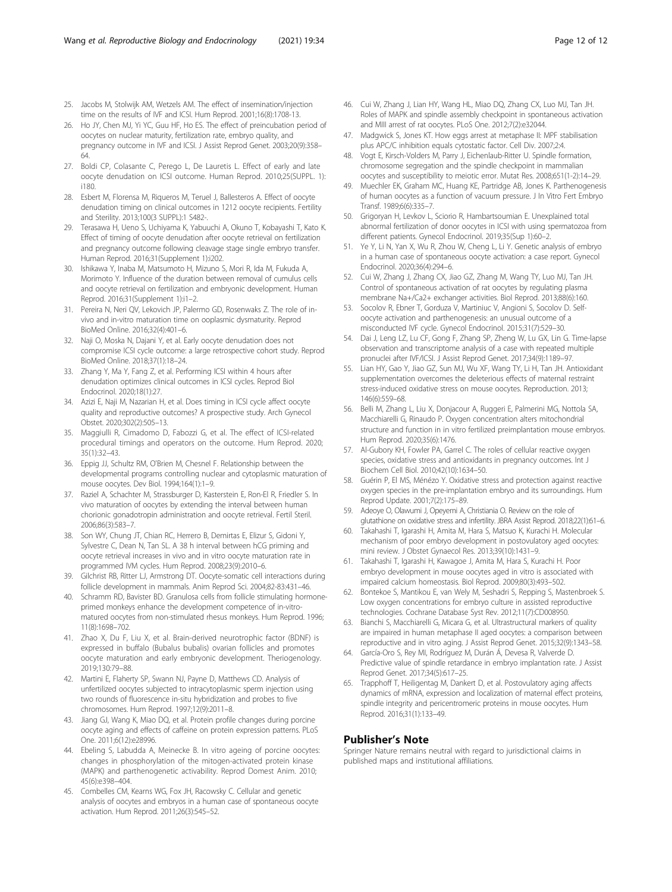25. Jacobs M, Stolwijk AM, Wetzels AM. The effect of insemination/injection time on the results of IVF and ICSI. Hum Reprod. 2001;16(8):1708-13.
26. Ho JY, Chen MJ, Yi YC, Guu HF, Ho ES. The effect of preincubation period of oocytes on nuclear maturity, fertilization rate, embryo quality, and pregnancy outcome in IVF and ICSI. J Assist Reprod Genet. 2003;20(9):358–64.
27. Boldi CP, Colasante C, Perego L, De Lauretis L. Effect of early and late oocyte denudation on ICSI outcome. Human Reprod. 2010;25(SUPPL. 1): i180.
28. Esbert M, Florensa M, Riqueros M, Teruel J, Ballesteros A. Effect of oocyte denudation timing on clinical outcomes in 1212 oocyte recipients. Fertility and Sterility. 2013;100(3 SUPPL):1 S482-.
29. Terasawa H, Ueno S, Uchiyama K, Yabuuchi A, Okuno T, Kobayashi T, Kato K. Effect of timing of oocyte denudation after oocyte retrieval on fertilization and pregnancy outcome following cleavage stage single embryo transfer. Human Reprod. 2016;31(Supplement 1):i202.
30. Ishikawa Y, Inaba M, Matsumoto H, Mizuno S, Mori R, Ida M, Fukuda A, Morimoto Y. Influence of the duration between removal of cumulus cells and oocyte retrieval on fertilization and embryonic development. Human Reprod. 2016;31(Supplement 1):i1–2.
31. Pereira N, Neri QV, Lekovich JP, Palermo GD, Rosenwaks Z. The role of in-vivo and in-vitro maturation time on ooplasmic dysmaturity. Reprod BioMed Online. 2016;32(4):401–6.
32. Naji O, Moska N, Dajani Y, et al. Early oocyte denudation does not compromise ICSI cycle outcome: a large retrospective cohort study. Reprod BioMed Online. 2018;37(1):18–24.
33. Zhang Y, Ma Y, Fang Z, et al. Performing ICSI within 4 hours after denudation optimizes clinical outcomes in ICSI cycles. Reprod Biol Endocrinol. 2020;18(1):27.
34. Azizi E, Naji M, Nazarian H, et al. Does timing in ICSI cycle affect oocyte quality and reproductive outcomes? A prospective study. Arch Gynecol Obstet. 2020;302(2):505–13.
35. Maggiulli R, Cimadomo D, Fabozzi G, et al. The effect of ICSI-related procedural timings and operators on the outcome. Hum Reprod. 2020; 35(1):32–43.
36. Eppig JJ, Schultz RM, O'Brien M, Chesnel F. Relationship between the developmental programs controlling nuclear and cytoplasmic maturation of mouse oocytes. Dev Biol. 1994;164(1):1–9.
37. Raziel A, Schachter M, Strassburger D, Kasterstein E, Ron-El R, Friedler S. In vivo maturation of oocytes by extending the interval between human chorionic gonadotropin administration and oocyte retrieval. Fertil Steril. 2006;86(3):583–7.
38. Son WY, Chung JT, Chian RC, Herrero B, Demirtas E, Elizur S, Gidoni Y, Sylvestre C, Dean N, Tan SL. A 38 h interval between hCG priming and oocyte retrieval increases in vivo and in vitro oocyte maturation rate in programmed IVM cycles. Hum Reprod. 2008;23(9):2010–6.
39. Gilchrist RB, Ritter LJ, Armstrong DT. Oocyte-somatic cell interactions during follicle development in mammals. Anim Reprod Sci. 2004;82-83:431–46.
40. Schramm RD, Bavister BD. Granulosa cells from follicle stimulating hormone-primed monkeys enhance the development competence of in-vitro-matured oocytes from non-stimulated rhesus monkeys. Hum Reprod. 1996; 11(8):1698–702.
41. Zhao X, Du F, Liu X, et al. Brain-derived neurotrophic factor (BDNF) is expressed in buffalo (Bubalus bubalis) ovarian follicles and promotes oocyte maturation and early embryonic development. Theriogenology. 2019;130:79–88.
42. Martini E, Flaherty SP, Swann NJ, Payne D, Matthews CD. Analysis of unfertilized oocytes subjected to intracytoplasmic sperm injection using two rounds of fluorescence in-situ hybridization and probes to five chromosomes. Hum Reprod. 1997;12(9):2011–8.
43. Jiang GJ, Wang K, Miao DQ, et al. Protein profile changes during porcine oocyte aging and effects of caffeine on protein expression patterns. PLoS One. 2011;6(12):e28996.
44. Ebeling S, Labudda A, Meinecke B. In vitro ageing of porcine oocytes: changes in phosphorylation of the mitogen-activated protein kinase (MAPK) and parthenogenetic activability. Reprod Domest Anim. 2010; 45(6):e398–404.
45. Combelles CM, Kearns WG, Fox JH, Racowsky C. Cellular and genetic analysis of oocytes and embryos in a human case of spontaneous oocyte activation. Hum Reprod. 2011;26(3):545–52.
46. Cui W, Zhang J, Lian HY, Wang HL, Miao DQ, Zhang CX, Luo MJ, Tan JH. Roles of MAPK and spindle assembly checkpoint in spontaneous activation and MIII arrest of rat oocytes. PLoS One. 2012;7(2):e32044.
47. Madgwick S, Jones KT. How eggs arrest at metaphase II: MPF stabilisation plus APC/C inhibition equals cytostatic factor. Cell Div. 2007;2:4.
48. Vogt E, Kirsch-Volders M, Parry J, Eichenlaub-Ritter U. Spindle formation, chromosome segregation and the spindle checkpoint in mammalian oocytes and susceptibility to meiotic error. Mutat Res. 2008;651(1-2):14–29.
49. Muechler EK, Graham MC, Huang KE, Partridge AB, Jones K. Parthenogenesis of human oocytes as a function of vacuum pressure. J In Vitro Fert Embryo Transf. 1989;6(6):335–7.
50. Grigoryan H, Levkov L, Sciorio R, Hambartsoumian E. Unexplained total abnormal fertilization of donor oocytes in ICSI with using spermatozoa from different patients. Gynecol Endocrinol. 2019;35(Sup 1):60–2.
51. Ye Y, Li N, Yan X, Wu R, Zhou W, Cheng L, Li Y. Genetic analysis of embryo in a human case of spontaneous oocyte activation: a case report. Gynecol Endocrinol. 2020;36(4):294–6.
52. Cui W, Zhang J, Zhang CX, Jiao GZ, Zhang M, Wang TY, Luo MJ, Tan JH. Control of spontaneous activation of rat oocytes by regulating plasma membrane Na+/Ca2+ exchanger activities. Biol Reprod. 2013;88(6):160.
53. Socolov R, Ebner T, Gorduza V, Martiniuc V, Angioni S, Socolov D. Self-oocyte activation and parthenogenesis: an unusual outcome of a misconducted IVF cycle. Gynecol Endocrinol. 2015;31(7):529–30.
54. Dai J, Leng LZ, Lu CF, Gong F, Zhang SP, Zheng W, Lu GX, Lin G. Time-lapse observation and transcriptome analysis of a case with repeated multiple pronuclei after IVF/ICSI. J Assist Reprod Genet. 2017;34(9):1189–97.
55. Lian HY, Gao Y, Jiao GZ, Sun MJ, Wu XF, Wang TY, Li H, Tan JH. Antioxidant supplementation overcomes the deleterious effects of maternal restraint stress-induced oxidative stress on mouse oocytes. Reproduction. 2013; 146(6):559–68.
56. Belli M, Zhang L, Liu X, Donjacour A, Ruggeri E, Palmerini MG, Nottola SA, Macchiarelli G, Rinaudo P. Oxygen concentration alters mitochondrial structure and function in in vitro fertilized preimplantation mouse embryos. Hum Reprod. 2020;35(6):1476.
57. Al-Gubory KH, Fowler PA, Garrel C. The roles of cellular reactive oxygen species, oxidative stress and antioxidants in pregnancy outcomes. Int J Biochem Cell Biol. 2010;42(10):1634–50.
58. Guérin P, El MS, Ménézo Y. Oxidative stress and protection against reactive oxygen species in the pre-implantation embryo and its surroundings. Hum Reprod Update. 2001;7(2):175–89.
59. Adeoye O, Olawumi J, Opeyemi A, Christiania O. Review on the role of glutathione on oxidative stress and infertility. JBRA Assist Reprod. 2018;22(1):61–6.
60. Takahashi T, Igarashi H, Amita M, Hara S, Matsuo K, Kurachi H. Molecular mechanism of poor embryo development in postovulatory aged oocytes: mini review. J Obstet Gynaecol Res. 2013;39(10):1431–9.
61. Takahashi T, Igarashi H, Kawagoe J, Amita M, Hara S, Kurachi H. Poor embryo development in mouse oocytes aged in vitro is associated with impaired calcium homeostasis. Biol Reprod. 2009;80(3):493–502.
62. Bontekoe S, Mantikou E, van Wely M, Seshadri S, Repping S, Mastenbroek S. Low oxygen concentrations for embryo culture in assisted reproductive technologies. Cochrane Database Syst Rev. 2012;11(7):CD008950.
63. Bianchi S, Macchiarelli G, Micara G, et al. Ultrastructural markers of quality are impaired in human metaphase II aged oocytes: a comparison between reproductive and in vitro aging. J Assist Reprod Genet. 2015;32(9):1343–58.
64. García-Oro S, Rey MI, Rodríguez M, Durán Á, Devesa R, Valverde D. Predictive value of spindle retardance in embryo implantation rate. J Assist Reprod Genet. 2017;34(5):617–25.
65. Trapphoff T, Heiligentag M, Dankert D, et al. Postovulatory aging affects dynamics of mRNA, expression and localization of maternal effect proteins, spindle integrity and pericentromeric proteins in mouse oocytes. Hum Reprod. 2016;31(1):133–49.

## Publisher's Note

Springer Nature remains neutral with regard to jurisdictional claims in published maps and institutional affiliations.